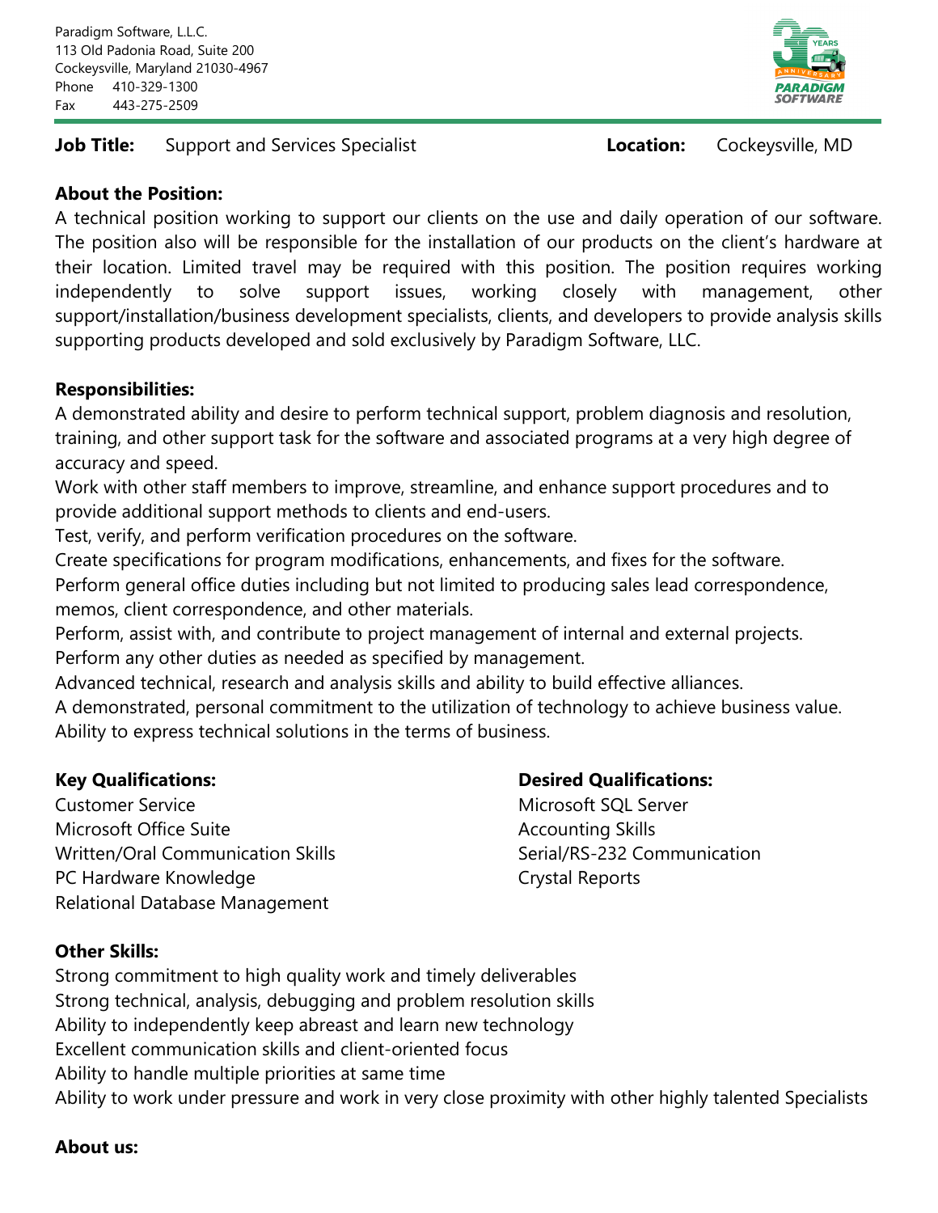Paradigm Software, L.L.C.
113 Old Padonia Road, Suite 200
Cockeysville, Maryland 21030-4967
Phone 410-329-1300
Fax 443-275-2509

**Job Title:** Support and Services Specialist **Location:** Cockeysville, MD

**About the Position:**

A technical position working to support our clients on the use and daily operation of our software. The position also will be responsible for the installation of our products on the client's hardware at their location. Limited travel may be required with this position. The position requires working independently to solve support issues, working closely with management, other support/installation/business development specialists, clients, and developers to provide analysis skills supporting products developed and sold exclusively by Paradigm Software, LLC.

**Responsibilities:**

A demonstrated ability and desire to perform technical support, problem diagnosis and resolution, training, and other support task for the software and associated programs at a very high degree of accuracy and speed.
Work with other staff members to improve, streamline, and enhance support procedures and to provide additional support methods to clients and end-users.
Test, verify, and perform verification procedures on the software.
Create specifications for program modifications, enhancements, and fixes for the software.
Perform general office duties including but not limited to producing sales lead correspondence, memos, client correspondence, and other materials.
Perform, assist with, and contribute to project management of internal and external projects.
Perform any other duties as needed as specified by management.
Advanced technical, research and analysis skills and ability to build effective alliances.
A demonstrated, personal commitment to the utilization of technology to achieve business value.
Ability to express technical solutions in the terms of business.

**Key Qualifications:**

Customer Service
Microsoft Office Suite
Written/Oral Communication Skills
PC Hardware Knowledge
Relational Database Management

**Desired Qualifications:**

Microsoft SQL Server
Accounting Skills
Serial/RS-232 Communication
Crystal Reports

**Other Skills:**

Strong commitment to high quality work and timely deliverables
Strong technical, analysis, debugging and problem resolution skills
Ability to independently keep abreast and learn new technology
Excellent communication skills and client-oriented focus
Ability to handle multiple priorities at same time
Ability to work under pressure and work in very close proximity with other highly talented Specialists

**About us:**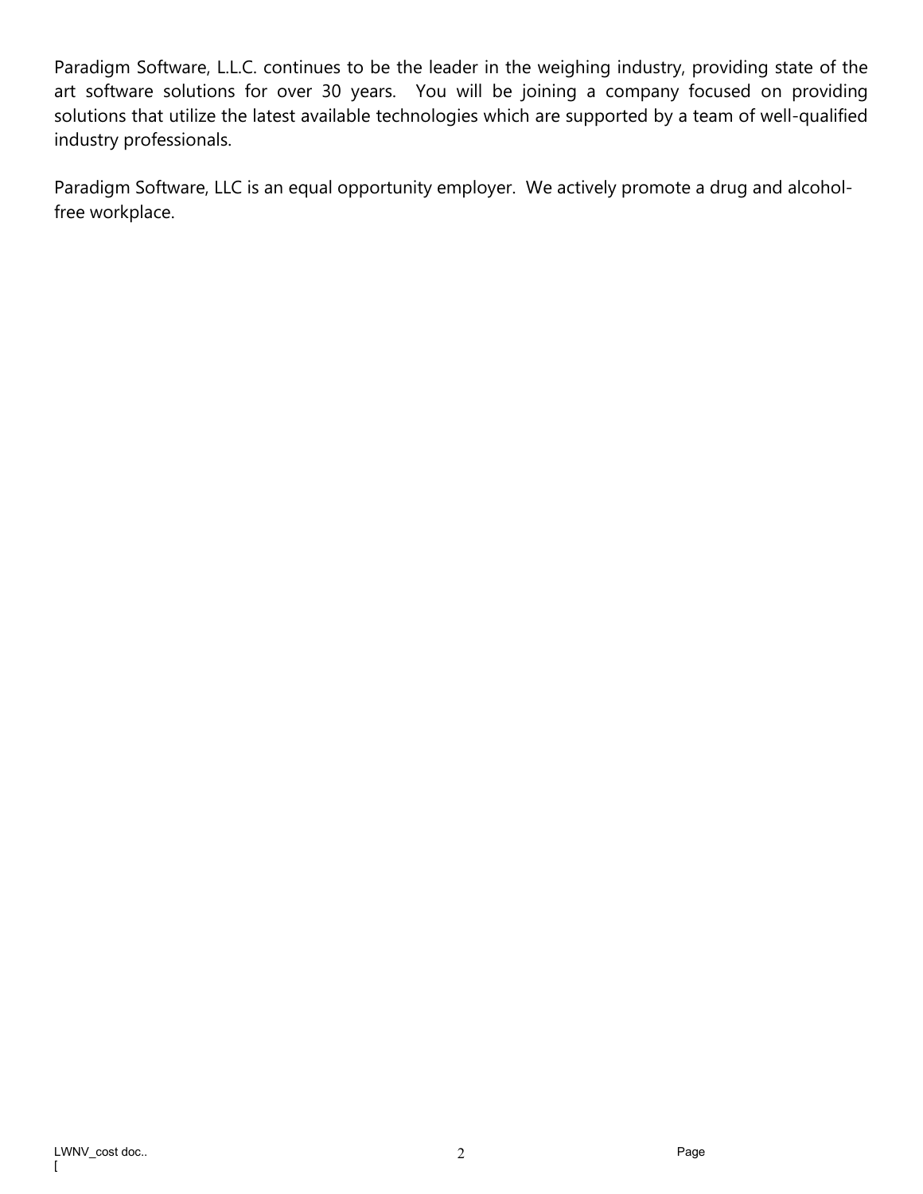Paradigm Software, L.L.C. continues to be the leader in the weighing industry, providing state of the art software solutions for over 30 years. You will be joining a company focused on providing solutions that utilize the latest available technologies which are supported by a team of well-qualified industry professionals.

Paradigm Software, LLC is an equal opportunity employer. We actively promote a drug and alcohol-free workplace.